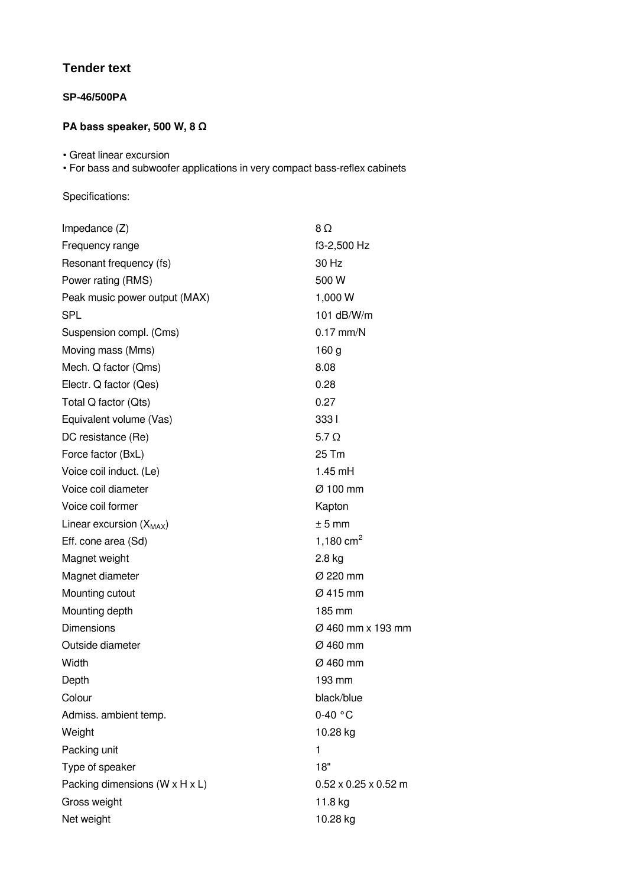## Tender text

**SP-46/500PA**

**PA bass speaker, 500 W, 8 Ω**

- Great linear excursion
- For bass and subwoofer applications in very compact bass-reflex cabinets

Specifications:

| | |
|---|---|
| Impedance (Z) | 8 Ω |
| Frequency range | f3-2,500 Hz |
| Resonant frequency (fs) | 30 Hz |
| Power rating (RMS) | 500 W |
| Peak music power output (MAX) | 1,000 W |
| SPL | 101 dB/W/m |
| Suspension compl. (Cms) | 0.17 mm/N |
| Moving mass (Mms) | 160 g |
| Mech. Q factor (Qms) | 8.08 |
| Electr. Q factor (Qes) | 0.28 |
| Total Q factor (Qts) | 0.27 |
| Equivalent volume (Vas) | 333 l |
| DC resistance (Re) | 5.7 Ω |
| Force factor (BxL) | 25 Tm |
| Voice coil induct. (Le) | 1.45 mH |
| Voice coil diameter | Ø 100 mm |
| Voice coil former | Kapton |
| Linear excursion ($X_{MAX}$) | ± 5 mm |
| Eff. cone area (Sd) | 1,180 $cm^2$ |
| Magnet weight | 2.8 kg |
| Magnet diameter | Ø 220 mm |
| Mounting cutout | Ø 415 mm |
| Mounting depth | 185 mm |
| Dimensions | Ø 460 mm x 193 mm |
| Outside diameter | Ø 460 mm |
| Width | Ø 460 mm |
| Depth | 193 mm |
| Colour | black/blue |
| Admiss. ambient temp. | 0-40 °C |
| Weight | 10.28 kg |
| Packing unit | 1 |
| Type of speaker | 18" |
| Packing dimensions (W x H x L) | 0.52 x 0.25 x 0.52 m |
| Gross weight | 11.8 kg |
| Net weight | 10.28 kg |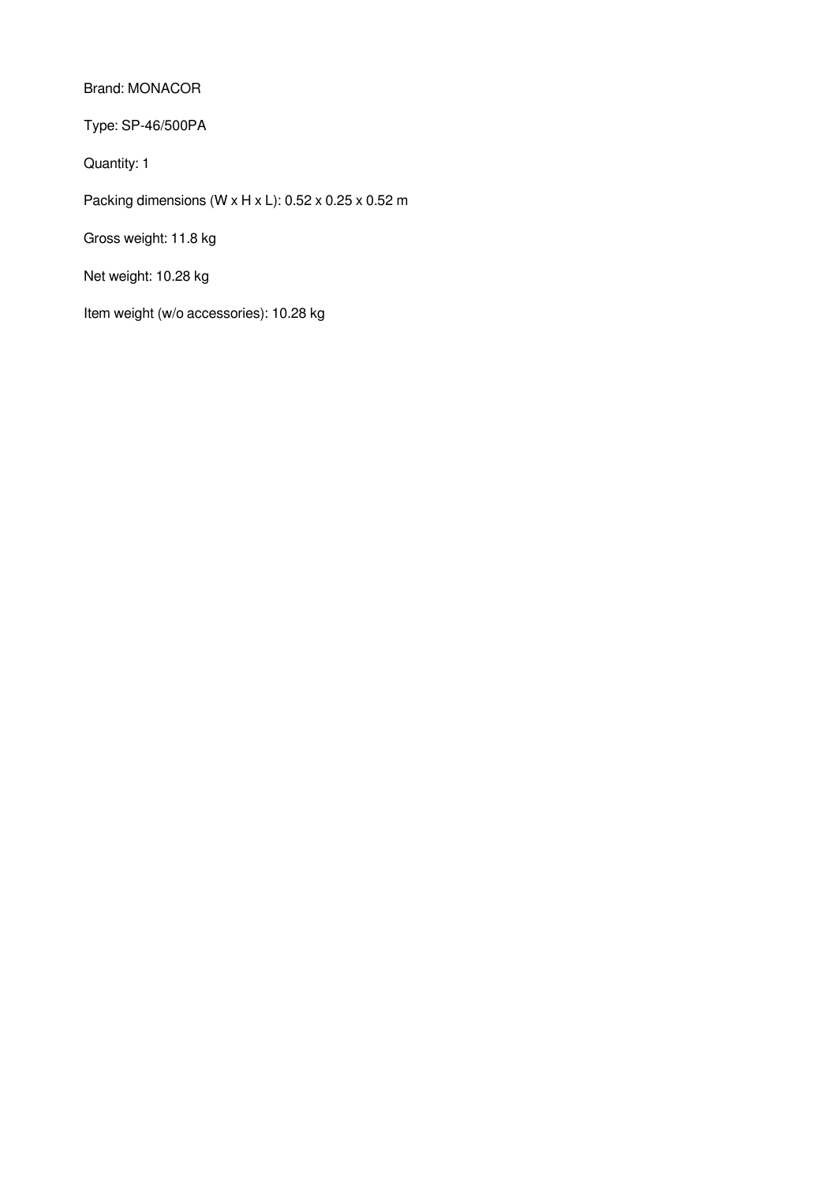Brand: MONACOR

Type: SP-46/500PA

Quantity: 1

Packing dimensions (W x H x L): 0.52 x 0.25 x 0.52 m

Gross weight: 11.8 kg

Net weight: 10.28 kg

Item weight (w/o accessories): 10.28 kg